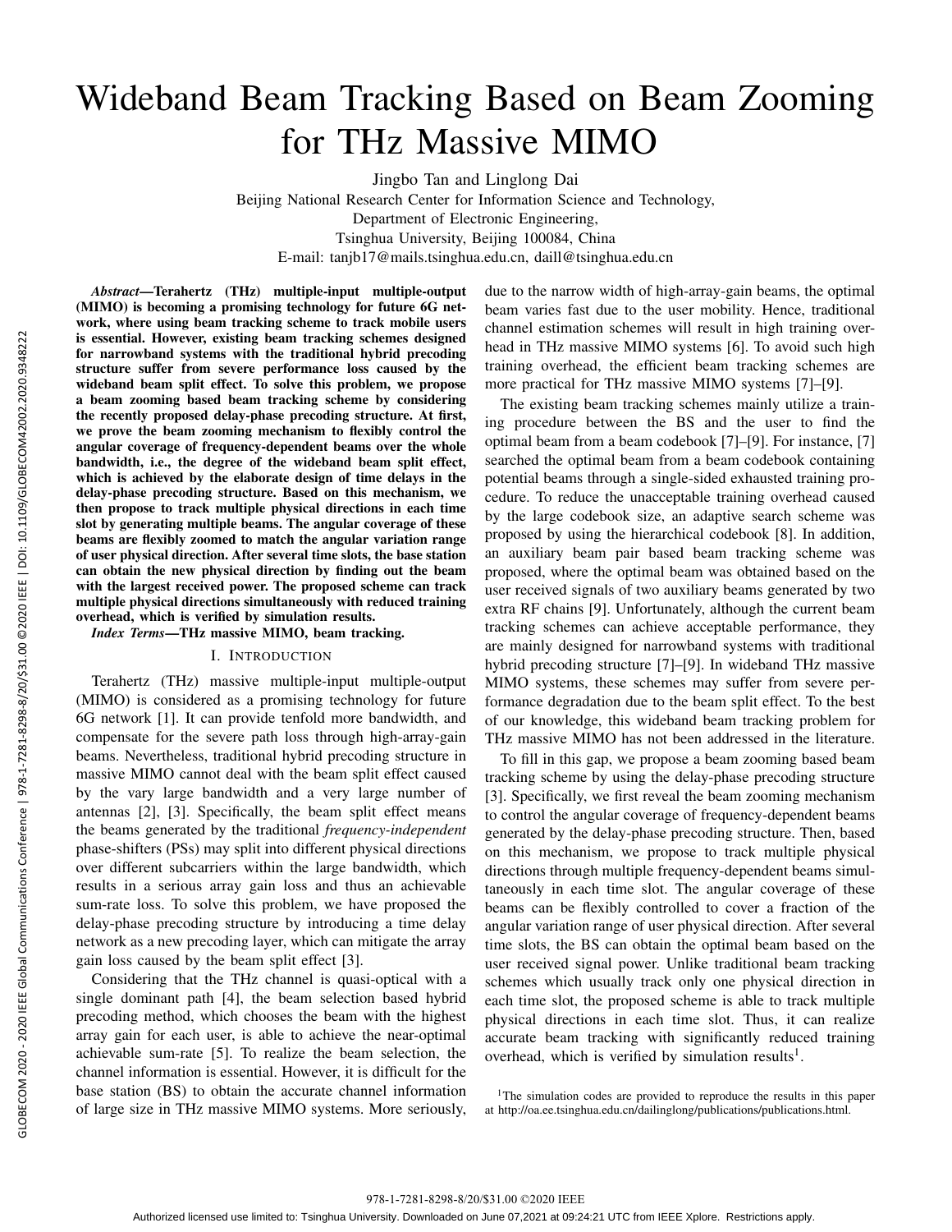# Wideband Beam Tracking Based on Beam Zooming for THz Massive MIMO

Jingbo Tan and Linglong Dai

Beijing National Research Center for Information Science and Technology,
Department of Electronic Engineering,
Tsinghua University, Beijing 100084, China
E-mail: tanjb17@mails.tsinghua.edu.cn, daill@tsinghua.edu.cn

***Abstract*—Terahertz (THz) multiple-input multiple-output (MIMO) is becoming a promising technology for future 6G network, where using beam tracking scheme to track mobile users is essential. However, existing beam tracking schemes designed for narrowband systems with the traditional hybrid precoding structure suffer from severe performance loss caused by the wideband beam split effect. To solve this problem, we propose a beam zooming based beam tracking scheme by considering the recently proposed delay-phase precoding structure. At first, we prove the beam zooming mechanism to flexibly control the angular coverage of frequency-dependent beams over the whole bandwidth, i.e., the degree of the wideband beam split effect, which is achieved by the elaborate design of time delays in the delay-phase precoding structure. Based on this mechanism, we then propose to track multiple physical directions in each time slot by generating multiple beams. The angular coverage of these beams are flexibly zoomed to match the angular variation range of user physical direction. After several time slots, the base station can obtain the new physical direction by finding out the beam with the largest received power. The proposed scheme can track multiple physical directions simultaneously with reduced training overhead, which is verified by simulation results.**

***Index Terms*—THz massive MIMO, beam tracking.**

## I. Introduction

Terahertz (THz) massive multiple-input multiple-output (MIMO) is considered as a promising technology for future 6G network [1]. It can provide tenfold more bandwidth, and compensate for the severe path loss through high-array-gain beams. Nevertheless, traditional hybrid precoding structure in massive MIMO cannot deal with the beam split effect caused by the vary large bandwidth and a very large number of antennas [2], [3]. Specifically, the beam split effect means the beams generated by the traditional *frequency-independent* phase-shifters (PSs) may split into different physical directions over different subcarriers within the large bandwidth, which results in a serious array gain loss and thus an achievable sum-rate loss. To solve this problem, we have proposed the delay-phase precoding structure by introducing a time delay network as a new precoding layer, which can mitigate the array gain loss caused by the beam split effect [3].

Considering that the THz channel is quasi-optical with a single dominant path [4], the beam selection based hybrid precoding method, which chooses the beam with the highest array gain for each user, is able to achieve the near-optimal achievable sum-rate [5]. To realize the beam selection, the channel information is essential. However, it is difficult for the base station (BS) to obtain the accurate channel information of large size in THz massive MIMO systems. More seriously, due to the narrow width of high-array-gain beams, the optimal beam varies fast due to the user mobility. Hence, traditional channel estimation schemes will result in high training overhead in THz massive MIMO systems [6]. To avoid such high training overhead, the efficient beam tracking schemes are more practical for THz massive MIMO systems [7]–[9].

The existing beam tracking schemes mainly utilize a training procedure between the BS and the user to find the optimal beam from a beam codebook [7]–[9]. For instance, [7] searched the optimal beam from a beam codebook containing potential beams through a single-sided exhausted training procedure. To reduce the unacceptable training overhead caused by the large codebook size, an adaptive search scheme was proposed by using the hierarchical codebook [8]. In addition, an auxiliary beam pair based beam tracking scheme was proposed, where the optimal beam was obtained based on the user received signals of two auxiliary beams generated by two extra RF chains [9]. Unfortunately, although the current beam tracking schemes can achieve acceptable performance, they are mainly designed for narrowband systems with traditional hybrid precoding structure [7]–[9]. In wideband THz massive MIMO systems, these schemes may suffer from severe performance degradation due to the beam split effect. To the best of our knowledge, this wideband beam tracking problem for THz massive MIMO has not been addressed in the literature.

To fill in this gap, we propose a beam zooming based beam tracking scheme by using the delay-phase precoding structure [3]. Specifically, we first reveal the beam zooming mechanism to control the angular coverage of frequency-dependent beams generated by the delay-phase precoding structure. Then, based on this mechanism, we propose to track multiple physical directions through multiple frequency-dependent beams simultaneously in each time slot. The angular coverage of these beams can be flexibly controlled to cover a fraction of the angular variation range of user physical direction. After several time slots, the BS can obtain the optimal beam based on the user received signal power. Unlike traditional beam tracking schemes which usually track only one physical direction in each time slot, the proposed scheme is able to track multiple physical directions in each time slot. Thus, it can realize accurate beam tracking with significantly reduced training overhead, which is verified by simulation results[1].

[1] The simulation codes are provided to reproduce the results in this paper at http://oa.ee.tsinghua.edu.cn/dailinglong/publications/publications.html.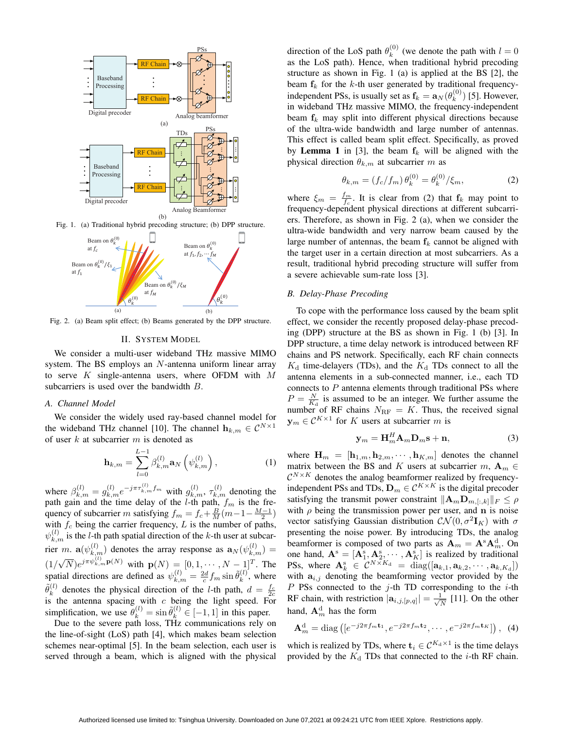Fig. 1. (a) Traditional hybrid precoding structure; (b) DPP structure.

Fig. 2. (a) Beam split effect; (b) Beams generated by the DPP structure.

## II. System Model

We consider a multi-user wideband THz massive MIMO system. The BS employs an $N$-antenna uniform linear array to serve $K$ single-antenna users, where OFDM with $M$ subcarriers is used over the bandwidth $B$.

### A. Channel Model

We consider the widely used ray-based channel model for the wideband THz channel [10]. The channel $\mathbf{h}_{k,m} \in \mathcal{C}^{N\times 1}$ of user $k$ at subcarrier $m$ is denoted as

$$\mathbf{h}_{k,m} = \sum_{l=0}^{L-1} \beta_{k,m}^{(l)} \mathbf{a}_N\left(\psi_{k,m}^{(l)}\right), \tag{1}$$

where $\beta_{k,m}^{(l)} = g_{k,m}^{(l)} e^{-j\pi\tau_{k,m}^{(l)} f_m}$ with $g_{k,m}^{(l)}$, $\tau_{k,m}^{(l)}$ denoting the path gain and the time delay of the $l$-th path, $f_m$ is the frequency of subcarrier $m$ satisfying $f_m = f_c + \frac{B}{M}(m-1-\frac{M-1}{2})$ with $f_c$ being the carrier frequency, $L$ is the number of paths, $\psi_{k,m}^{(l)}$ is the $l$-th path spatial direction of the $k$-th user at subcarrier $m$. $\mathbf{a}(\psi_{k,m}^{(l)})$ denotes the array response as $\mathbf{a}_N(\psi_{k,m}^{(l)}) = (1/\sqrt{N})e^{j\pi\psi_{k,m}^{(l)}\mathbf{p}(N)}$ with $\mathbf{p}(N) = [0, 1, \cdots, N-1]^T$. The spatial directions are defined as $\psi_{k,m}^{(l)} = \frac{2d}{c} f_m \sin\tilde{\theta}_k^{(l)}$, where $\tilde{\theta}_k^{(l)}$ denotes the physical direction of the $l$-th path, $d = \frac{f_c}{2c}$ is the antenna spacing with $c$ being the light speed. For simplification, we use $\theta_k^{(l)} = \sin\tilde{\theta}_k^{(l)} \in [-1, 1]$ in this paper.

Due to the severe path loss, THz communications rely on the line-of-sight (LoS) path [4], which makes beam selection schemes near-optimal [5]. In the beam selection, each user is served through a beam, which is aligned with the physical direction of the LoS path $\theta_k^{(0)}$ (we denote the path with $l = 0$ as the LoS path). Hence, when traditional hybrid precoding structure as shown in Fig. 1 (a) is applied at the BS [2], the beam $\mathbf{f}_k$ for the $k$-th user generated by traditional frequency-independent PSs, is usually set as $\mathbf{f}_k = \mathbf{a}_N(\theta_k^{(0)})$ [5]. However, in wideband THz massive MIMO, the frequency-independent beam $\mathbf{f}_k$ may split into different physical directions because of the ultra-wide bandwidth and large number of antennas. This effect is called beam split effect. Specifically, as proved by **Lemma 1** in [3], the beam $\mathbf{f}_k$ will be aligned with the physical direction $\theta_{k,m}$ at subcarrier $m$ as

$$\theta_{k,m} = (f_c/f_m)\,\theta_k^{(0)} = \theta_k^{(0)}/\xi_m, \tag{2}$$

where $\xi_m = \frac{f_m}{f_c}$. It is clear from (2) that $\mathbf{f}_k$ may point to frequency-dependent physical directions at different subcarriers. Therefore, as shown in Fig. 2 (a), when we consider the ultra-wide bandwidth and very narrow beam caused by the large number of antennas, the beam $\mathbf{f}_k$ cannot be aligned with the target user in a certain direction at most subcarriers. As a result, traditional hybrid precoding structure will suffer from a severe achievable sum-rate loss [3].

### B. Delay-Phase Precoding

To cope with the performance loss caused by the beam split effect, we consider the recently proposed delay-phase precoding (DPP) structure at the BS as shown in Fig. 1 (b) [3]. In DPP structure, a time delay network is introduced between RF chains and PS network. Specifically, each RF chain connects $K_\mathrm{d}$ time-delayers (TDs), and the $K_\mathrm{d}$ TDs connect to all the antenna elements in a sub-connected manner, i.e., each TD connects to $P$ antenna elements through traditional PSs where $P = \frac{N}{K_\mathrm{d}}$ is assumed to be an integer. We further assume the number of RF chains $N_\mathrm{RF} = K$. Thus, the received signal $\mathbf{y}_m \in \mathcal{C}^{K\times 1}$ for $K$ users at subcarrier $m$ is

$$\mathbf{y}_m = \mathbf{H}_m^H \mathbf{A}_m \mathbf{D}_m \mathbf{s} + \mathbf{n}, \tag{3}$$

where $\mathbf{H}_m = [\mathbf{h}_{1,m}, \mathbf{h}_{2,m}, \cdots, \mathbf{h}_{K,m}]$ denotes the channel matrix between the BS and $K$ users at subcarrier $m$, $\mathbf{A}_m \in \mathcal{C}^{N\times K}$ denotes the analog beamformer realized by frequency-independent PSs and TDs, $\mathbf{D}_m \in \mathcal{C}^{K\times K}$ is the digital precoder satisfying the transmit power constraint $\|\mathbf{A}_m \mathbf{D}_{m,[:,k]}\|_F \le \rho$ with $\rho$ being the transmission power per user, and $\mathbf{n}$ is noise vector satisfying Gaussian distribution $\mathcal{CN}(0, \sigma^2\mathbf{I}_K)$ with $\sigma$ presenting the noise power. By introducing TDs, the analog beamformer is composed of two parts as $\mathbf{A}_m = \mathbf{A}^\mathrm{s}\mathbf{A}_m^\mathrm{d}$. On one hand, $\mathbf{A}^\mathrm{s} = [\mathbf{A}_1^\mathrm{s}, \mathbf{A}_2^\mathrm{s}, \cdots, \mathbf{A}_K^\mathrm{s}]$ is realized by traditional PSs, where $\mathbf{A}_k^\mathrm{s} \in \mathcal{C}^{N\times K_\mathrm{d}} = \mathrm{diag}([\mathbf{a}_{k,1}, \mathbf{a}_{k,2}, \cdots, \mathbf{a}_{k,K_\mathrm{d}}])$ with $\mathbf{a}_{i,j}$ denoting the beamforming vector provided by the $P$ PSs connected to the $j$-th TD corresponding to the $i$-th RF chain, with restriction $|\mathbf{a}_{i,j,[p,q]}| = \frac{1}{\sqrt{N}}$ [11]. On the other hand, $\mathbf{A}_m^\mathrm{d}$ has the form

$$\mathbf{A}_m^\mathrm{d} = \mathrm{diag}\left([e^{-j2\pi f_m \mathbf{t}_1}, e^{-j2\pi f_m \mathbf{t}_2}, \cdots, e^{-j2\pi f_m \mathbf{t}_K}]\right), \tag{4}$$

which is realized by TDs, where $\mathbf{t}_i \in \mathcal{C}^{K_\mathrm{d}\times 1}$ is the time delays provided by the $K_\mathrm{d}$ TDs that connected to the $i$-th RF chain.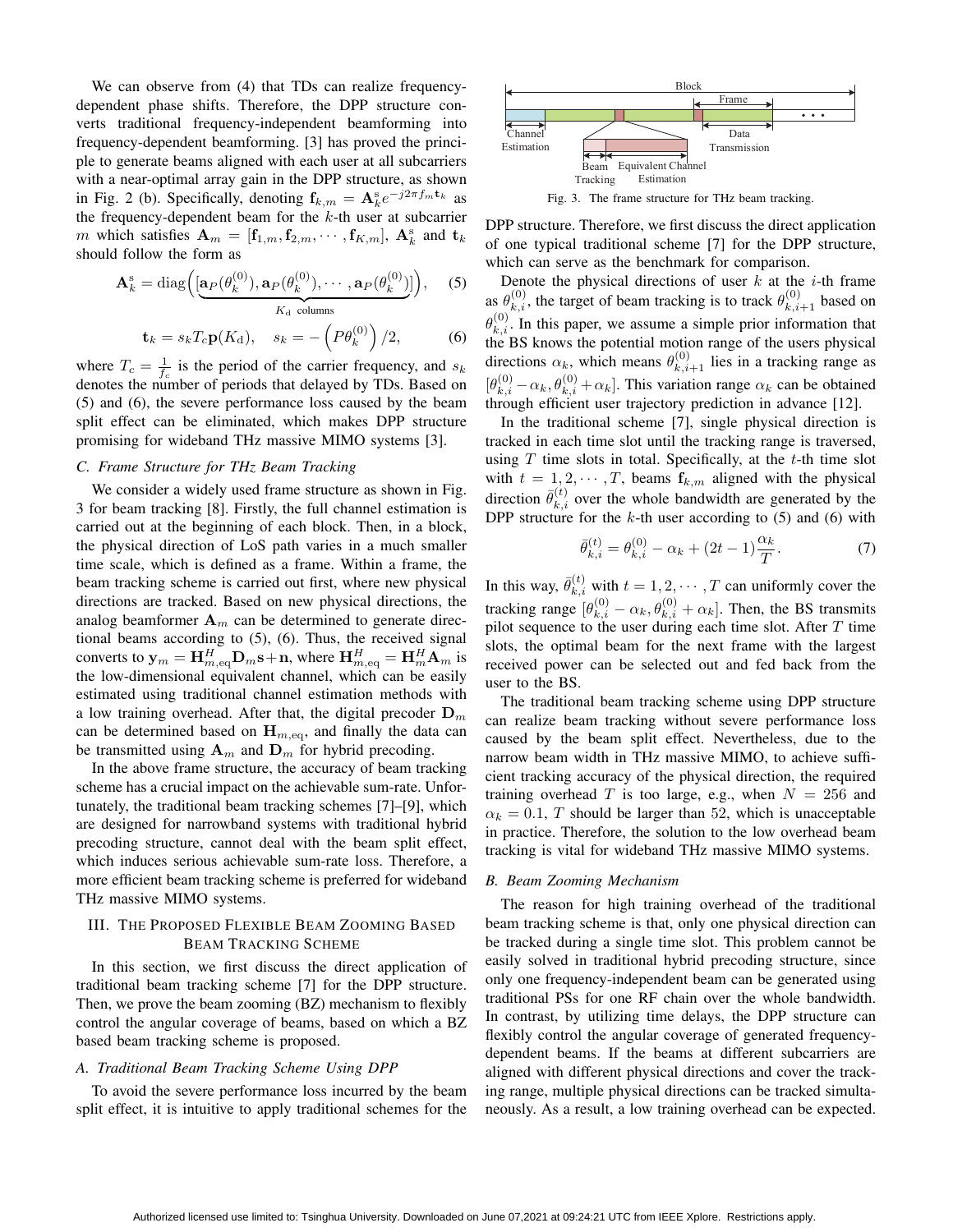We can observe from (4) that TDs can realize frequency-dependent phase shifts. Therefore, the DPP structure converts traditional frequency-independent beamforming into frequency-dependent beamforming. [3] has proved the principle to generate beams aligned with each user at all subcarriers with a near-optimal array gain in the DPP structure, as shown in Fig. 2 (b). Specifically, denoting $\mathbf{f}_{k,m} = \mathbf{A}_k^{\mathrm{s}} e^{-j2\pi f_m \mathbf{t}_k}$ as the frequency-dependent beam for the $k$-th user at subcarrier $m$ which satisfies $\mathbf{A}_m = [\mathbf{f}_{1,m}, \mathbf{f}_{2,m}, \cdots, \mathbf{f}_{K,m}]$, $\mathbf{A}_k^{\mathrm{s}}$ and $\mathbf{t}_k$ should follow the form as

$$\mathbf{A}_k^{\mathrm{s}} = \mathrm{diag}\Big(\underbrace{[\mathbf{a}_P(\theta_k^{(0)}), \mathbf{a}_P(\theta_k^{(0)}), \cdots, \mathbf{a}_P(\theta_k^{(0)})]}_{K_{\mathrm{d}} \text{ columns}}\Big), \quad (5)$$

$$\mathbf{t}_k = s_k T_c \mathbf{p}(K_{\mathrm{d}}), \quad s_k = -\left(P\theta_k^{(0)}\right)/2, \quad (6)$$

where $T_c = \frac{1}{f_c}$ is the period of the carrier frequency, and $s_k$ denotes the number of periods that delayed by TDs. Based on (5) and (6), the severe performance loss caused by the beam split effect can be eliminated, which makes DPP structure promising for wideband THz massive MIMO systems [3].

### C. Frame Structure for THz Beam Tracking

We consider a widely used frame structure as shown in Fig. 3 for beam tracking [8]. Firstly, the full channel estimation is carried out at the beginning of each block. Then, in a block, the physical direction of LoS path varies in a much smaller time scale, which is defined as a frame. Within a frame, the beam tracking scheme is carried out first, where new physical directions are tracked. Based on new physical directions, the analog beamformer $\mathbf{A}_m$ can be determined to generate directional beams according to (5), (6). Thus, the received signal converts to $\mathbf{y}_m = \mathbf{H}_{m,\mathrm{eq}}^H \mathbf{D}_m \mathbf{s} + \mathbf{n}$, where $\mathbf{H}_{m,\mathrm{eq}}^H = \mathbf{H}_m^H \mathbf{A}_m$ is the low-dimensional equivalent channel, which can be easily estimated using traditional channel estimation methods with a low training overhead. After that, the digital precoder $\mathbf{D}_m$ can be determined based on $\mathbf{H}_{m,\mathrm{eq}}$, and finally the data can be transmitted using $\mathbf{A}_m$ and $\mathbf{D}_m$ for hybrid precoding.

In the above frame structure, the accuracy of beam tracking scheme has a crucial impact on the achievable sum-rate. Unfortunately, the traditional beam tracking schemes [7]–[9], which are designed for narrowband systems with traditional hybrid precoding structure, cannot deal with the beam split effect, which induces serious achievable sum-rate loss. Therefore, a more efficient beam tracking scheme is preferred for wideband THz massive MIMO systems.

Block | Frame | Channel Estimation | Data Transmission | Beam Tracking | Equivalent Channel Estimation

Fig. 3. The frame structure for THz beam tracking.

## III. The Proposed Flexible Beam Zooming Based Beam Tracking Scheme

In this section, we first discuss the direct application of traditional beam tracking scheme [7] for the DPP structure. Then, we prove the beam zooming (BZ) mechanism to flexibly control the angular coverage of beams, based on which a BZ based beam tracking scheme is proposed.

### A. Traditional Beam Tracking Scheme Using DPP

To avoid the severe performance loss incurred by the beam split effect, it is intuitive to apply traditional schemes for the DPP structure. Therefore, we first discuss the direct application of one typical traditional scheme [7] for the DPP structure, which can serve as the benchmark for comparison.

Denote the physical directions of user $k$ at the $i$-th frame as $\theta_{k,i}^{(0)}$, the target of beam tracking is to track $\theta_{k,i+1}^{(0)}$ based on $\theta_{k,i}^{(0)}$. In this paper, we assume a simple prior information that the BS knows the potential motion range of the users physical directions $\alpha_k$, which means $\theta_{k,i+1}^{(0)}$ lies in a tracking range as $[\theta_{k,i}^{(0)} - \alpha_k, \theta_{k,i}^{(0)} + \alpha_k]$. This variation range $\alpha_k$ can be obtained through efficient user trajectory prediction in advance [12].

In the traditional scheme [7], single physical direction is tracked in each time slot until the tracking range is traversed, using $T$ time slots in total. Specifically, at the $t$-th time slot with $t = 1, 2, \cdots, T$, beams $\mathbf{f}_{k,m}$ aligned with the physical direction $\bar{\theta}_{k,i}^{(t)}$ over the whole bandwidth are generated by the DPP structure for the $k$-th user according to (5) and (6) with

$$\bar{\theta}_{k,i}^{(t)} = \theta_{k,i}^{(0)} - \alpha_k + (2t-1)\frac{\alpha_k}{T}. \quad (7)$$

In this way, $\bar{\theta}_{k,i}^{(t)}$ with $t = 1, 2, \cdots, T$ can uniformly cover the tracking range $[\theta_{k,i}^{(0)} - \alpha_k, \theta_{k,i}^{(0)} + \alpha_k]$. Then, the BS transmits pilot sequence to the user during each time slot. After $T$ time slots, the optimal beam for the next frame with the largest received power can be selected out and fed back from the user to the BS.

The traditional beam tracking scheme using DPP structure can realize beam tracking without severe performance loss caused by the beam split effect. Nevertheless, due to the narrow beam width in THz massive MIMO, to achieve sufficient tracking accuracy of the physical direction, the required training overhead $T$ is too large, e.g., when $N = 256$ and $\alpha_k = 0.1$, $T$ should be larger than 52, which is unacceptable in practice. Therefore, the solution to the low overhead beam tracking is vital for wideband THz massive MIMO systems.

### B. Beam Zooming Mechanism

The reason for high training overhead of the traditional beam tracking scheme is that, only one physical direction can be tracked during a single time slot. This problem cannot be easily solved in traditional hybrid precoding structure, since only one frequency-independent beam can be generated using traditional PSs for one RF chain over the whole bandwidth. In contrast, by utilizing time delays, the DPP structure can flexibly control the angular coverage of generated frequency-dependent beams. If the beams at different subcarriers are aligned with different physical directions and cover the tracking range, multiple physical directions can be tracked simultaneously. As a result, a low training overhead can be expected.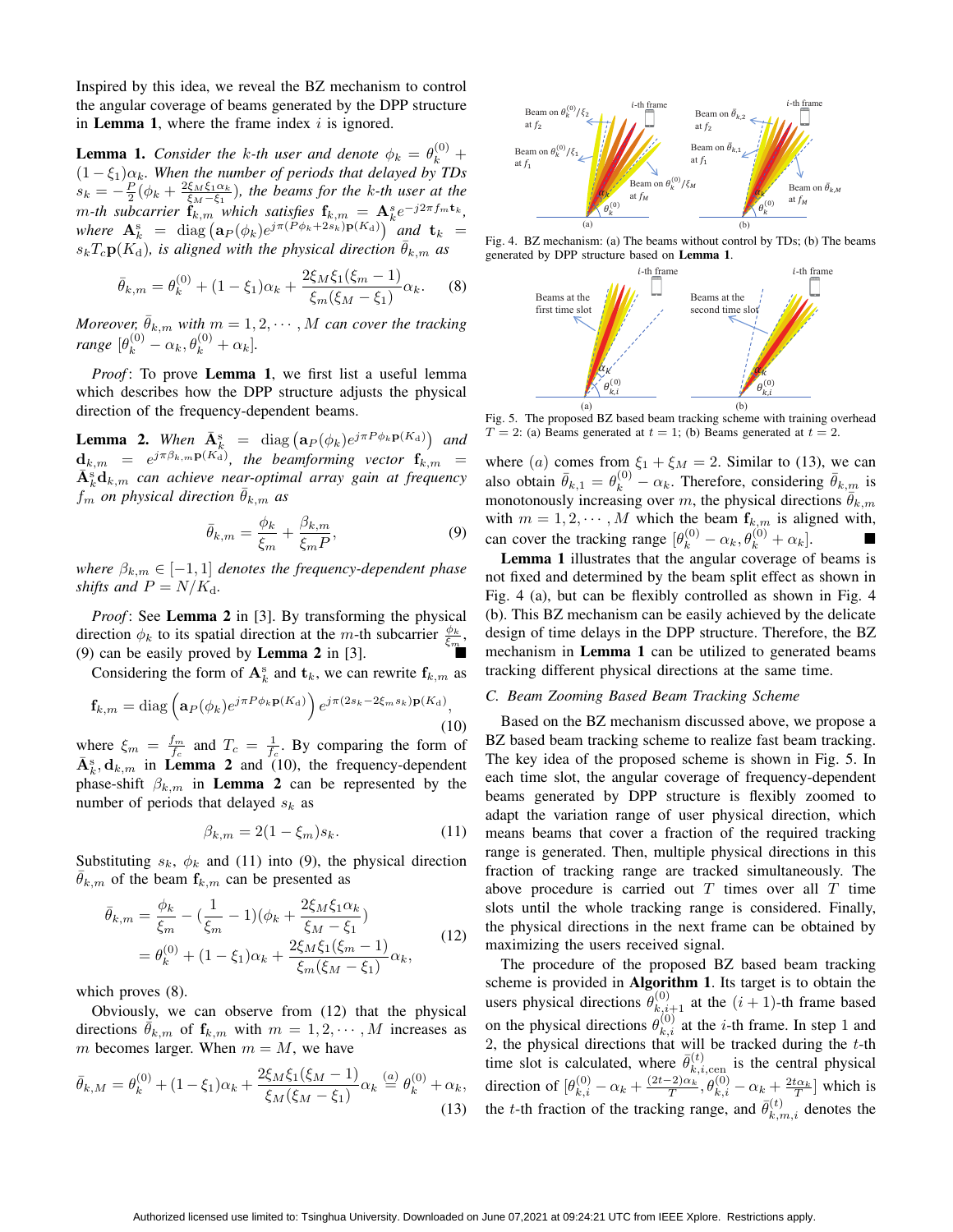Inspired by this idea, we reveal the BZ mechanism to control the angular coverage of beams generated by the DPP structure in **Lemma 1**, where the frame index $i$ is ignored.

**Lemma 1.** *Consider the $k$-th user and denote $\phi_k = \theta_k^{(0)} + (1-\xi_1)\alpha_k$. When the number of periods that delayed by TDs $s_k = -\frac{P}{2}(\phi_k + \frac{2\xi_M\xi_1\alpha_k}{\xi_M - \xi_1})$, the beams for the $k$-th user at the $m$-th subcarrier $\mathbf{f}_{k,m}$ which satisfies $\mathbf{f}_{k,m} = \mathbf{A}_k^{\rm s} e^{-j2\pi f_m \mathbf{t}_k}$, where $\mathbf{A}_k^{\rm s} = {\rm diag}\left(\mathbf{a}_P(\phi_k) e^{j\pi(P\phi_k + 2s_k)\mathbf{p}(K_{\rm d})}\right)$ and $\mathbf{t}_k = s_k T_c \mathbf{p}(K_{\rm d})$, is aligned with the physical direction $\bar{\theta}_{k,m}$ as*

$$\bar{\theta}_{k,m} = \theta_k^{(0)} + (1-\xi_1)\alpha_k + \frac{2\xi_M\xi_1(\xi_m - 1)}{\xi_m(\xi_M - \xi_1)}\alpha_k. \tag{8}$$

*Moreover, $\bar{\theta}_{k,m}$ with $m = 1, 2, \cdots, M$ can cover the tracking range $[\theta_k^{(0)} - \alpha_k, \theta_k^{(0)} + \alpha_k]$.*

*Proof*: To prove **Lemma 1**, we first list a useful lemma which describes how the DPP structure adjusts the physical direction of the frequency-dependent beams.

**Lemma 2.** *When $\bar{\mathbf{A}}_k^{\rm s} = {\rm diag}\left(\mathbf{a}_P(\phi_k) e^{j\pi P\phi_k \mathbf{p}(K_{\rm d})}\right)$ and $\mathbf{d}_{k,m} = e^{j\pi\beta_{k,m}\mathbf{p}(K_{\rm d})}$, the beamforming vector $\mathbf{f}_{k,m} = \bar{\mathbf{A}}_k^{\rm s}\mathbf{d}_{k,m}$ can achieve near-optimal array gain at frequency $f_m$ on physical direction $\bar{\theta}_{k,m}$ as*

$$\bar{\theta}_{k,m} = \frac{\phi_k}{\xi_m} + \frac{\beta_{k,m}}{\xi_m P}, \tag{9}$$

*where $\beta_{k,m} \in [-1, 1]$ denotes the frequency-dependent phase shifts and $P = N/K_{\rm d}$.*

*Proof*: See **Lemma 2** in [3]. By transforming the physical direction $\phi_k$ to its spatial direction at the $m$-th subcarrier $\frac{\phi_k}{\xi_m}$, (9) can be easily proved by **Lemma 2** in [3]. ∎

Considering the form of $\mathbf{A}_k^{\rm s}$ and $\mathbf{t}_k$, we can rewrite $\mathbf{f}_{k,m}$ as

$$\mathbf{f}_{k,m} = {\rm diag}\left(\mathbf{a}_P(\phi_k) e^{j\pi P\phi_k \mathbf{p}(K_{\rm d})}\right) e^{j\pi(2s_k - 2\xi_m s_k)\mathbf{p}(K_{\rm d})}, \tag{10}$$

where $\xi_m = \frac{f_m}{f_c}$ and $T_c = \frac{1}{f_c}$. By comparing the form of $\bar{\mathbf{A}}_k^{\rm s}, \mathbf{d}_{k,m}$ in **Lemma 2** and (10), the frequency-dependent phase-shift $\beta_{k,m}$ in **Lemma 2** can be represented by the number of periods that delayed $s_k$ as

$$\beta_{k,m} = 2(1-\xi_m)s_k. \tag{11}$$

Substituting $s_k$, $\phi_k$ and (11) into (9), the physical direction $\bar{\theta}_{k,m}$ of the beam $\mathbf{f}_{k,m}$ can be presented as

$$\begin{aligned}\bar{\theta}_{k,m} &= \frac{\phi_k}{\xi_m} - (\frac{1}{\xi_m} - 1)(\phi_k + \frac{2\xi_M\xi_1\alpha_k}{\xi_M - \xi_1}) \\ &= \theta_k^{(0)} + (1-\xi_1)\alpha_k + \frac{2\xi_M\xi_1(\xi_m - 1)}{\xi_m(\xi_M - \xi_1)}\alpha_k,\end{aligned} \tag{12}$$

which proves (8).

Obviously, we can observe from (12) that the physical directions $\bar{\theta}_{k,m}$ of $\mathbf{f}_{k,m}$ with $m = 1, 2, \cdots, M$ increases as $m$ becomes larger. When $m = M$, we have

$$\bar{\theta}_{k,M} = \theta_k^{(0)} + (1-\xi_1)\alpha_k + \frac{2\xi_M\xi_1(\xi_M - 1)}{\xi_M(\xi_M - \xi_1)}\alpha_k \overset{(a)}{=} \theta_k^{(0)} + \alpha_k, \tag{13}$$

where $(a)$ comes from $\xi_1 + \xi_M = 2$. Similar to (13), we can also obtain $\bar{\theta}_{k,1} = \theta_k^{(0)} - \alpha_k$. Therefore, considering $\bar{\theta}_{k,m}$ is monotonously increasing over $m$, the physical directions $\bar{\theta}_{k,m}$ with $m = 1, 2, \cdots, M$ which the beam $\mathbf{f}_{k,m}$ is aligned with, can cover the tracking range $[\theta_k^{(0)} - \alpha_k, \theta_k^{(0)} + \alpha_k]$. ∎

Fig. 4. BZ mechanism: (a) The beams without control by TDs; (b) The beams generated by DPP structure based on **Lemma 1**.

Fig. 5. The proposed BZ based beam tracking scheme with training overhead $T = 2$: (a) Beams generated at $t = 1$; (b) Beams generated at $t = 2$.

**Lemma 1** illustrates that the angular coverage of beams is not fixed and determined by the beam split effect as shown in Fig. 4 (a), but can be flexibly controlled as shown in Fig. 4 (b). This BZ mechanism can be easily achieved by the delicate design of time delays in the DPP structure. Therefore, the BZ mechanism in **Lemma 1** can be utilized to generated beams tracking different physical directions at the same time.

### *C. Beam Zooming Based Beam Tracking Scheme*

Based on the BZ mechanism discussed above, we propose a BZ based beam tracking scheme to realize fast beam tracking. The key idea of the proposed scheme is shown in Fig. 5. In each time slot, the angular coverage of frequency-dependent beams generated by DPP structure is flexibly zoomed to adapt the variation range of user physical direction, which means beams that cover a fraction of the required tracking range is generated. Then, multiple physical directions in this fraction of tracking range are tracked simultaneously. The above procedure is carried out $T$ times over all $T$ time slots until the whole tracking range is considered. Finally, the physical directions in the next frame can be obtained by maximizing the users received signal.

The procedure of the proposed BZ based beam tracking scheme is provided in **Algorithm 1**. Its target is to obtain the users physical directions $\theta_{k,i+1}^{(0)}$ at the $(i+1)$-th frame based on the physical directions $\theta_{k,i}^{(0)}$ at the $i$-th frame. In step 1 and 2, the physical directions that will be tracked during the $t$-th time slot is calculated, where $\bar{\theta}_{k,i,{\rm cen}}^{(t)}$ is the central physical direction of $[\theta_{k,i}^{(0)} - \alpha_k + \frac{(2t-2)\alpha_k}{T}, \theta_{k,i}^{(0)} - \alpha_k + \frac{2t\alpha_k}{T}]$ which is the $t$-th fraction of the tracking range, and $\bar{\theta}_{k,m,i}^{(t)}$ denotes the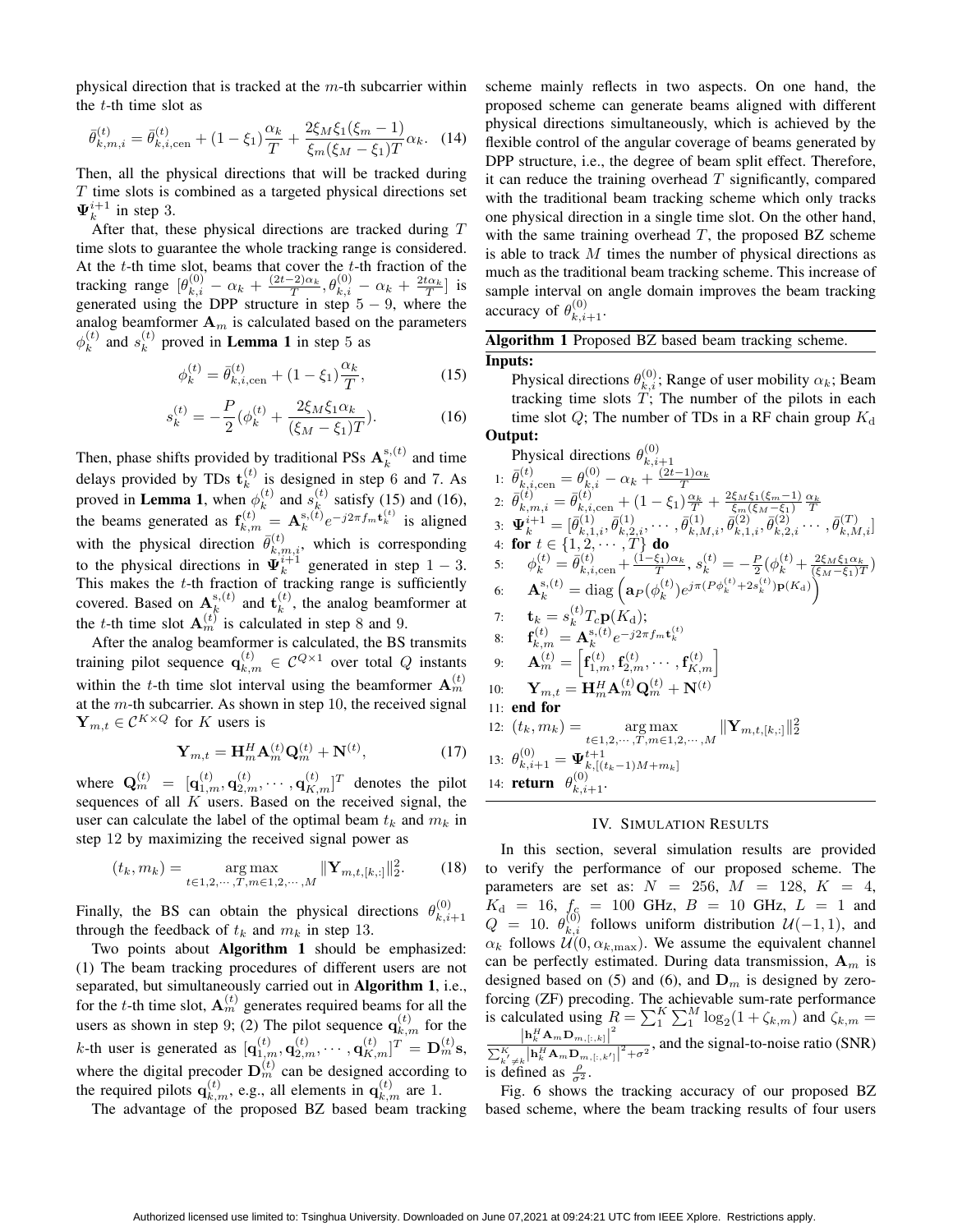physical direction that is tracked at the $m$-th subcarrier within the $t$-th time slot as

$$\bar{\theta}_{k,m,i}^{(t)} = \bar{\theta}_{k,i,\text{cen}}^{(t)} + (1-\xi_1)\frac{\alpha_k}{T} + \frac{2\xi_M\xi_1(\xi_m-1)}{\xi_m(\xi_M-\xi_1)T}\alpha_k. \quad (14)$$

Then, all the physical directions that will be tracked during $T$ time slots is combined as a targeted physical directions set $\mathbf{\Psi}_k^{i+1}$ in step 3.

After that, these physical directions are tracked during $T$ time slots to guarantee the whole tracking range is considered. At the $t$-th time slot, beams that cover the $t$-th fraction of the tracking range $[\theta_{k,i}^{(0)} - \alpha_k + \frac{(2t-2)\alpha_k}{T}, \theta_{k,i}^{(0)} - \alpha_k + \frac{2t\alpha_k}{T}]$ is generated using the DPP structure in step $5-9$, where the analog beamformer $\mathbf{A}_m$ is calculated based on the parameters $\phi_k^{(t)}$ and $s_k^{(t)}$ proved in **Lemma 1** in step 5 as

$$\phi_k^{(t)} = \bar{\theta}_{k,i,\text{cen}}^{(t)} + (1-\xi_1)\frac{\alpha_k}{T}, \quad (15)$$

$$s_k^{(t)} = -\frac{P}{2}(\phi_k^{(t)} + \frac{2\xi_M\xi_1\alpha_k}{(\xi_M-\xi_1)T}). \quad (16)$$

Then, phase shifts provided by traditional PSs $\mathbf{A}_k^{\text{s},(t)}$ and time delays provided by TDs $\mathbf{t}_k^{(t)}$ is designed in step 6 and 7. As proved in **Lemma 1**, when $\phi_k^{(t)}$ and $s_k^{(t)}$ satisfy (15) and (16), the beams generated as $\mathbf{f}_{k,m}^{(t)} = \mathbf{A}_k^{\text{s},(t)} e^{-j2\pi f_m \mathbf{t}_k^{(t)}}$ is aligned with the physical direction $\bar{\theta}_{k,m,i}^{(t)}$, which is corresponding to the physical directions in $\mathbf{\Psi}_k^{i+1}$ generated in step $1-3$. This makes the $t$-th fraction of tracking range is sufficiently covered. Based on $\mathbf{A}_k^{\text{s},(t)}$ and $\mathbf{t}_k^{(t)}$, the analog beamformer at the $t$-th time slot $\mathbf{A}_m^{(t)}$ is calculated in step 8 and 9.

After the analog beamformer is calculated, the BS transmits training pilot sequence $\mathbf{q}_{k,m}^{(t)} \in \mathcal{C}^{Q\times 1}$ over total $Q$ instants within the $t$-th time slot interval using the beamformer $\mathbf{A}_m^{(t)}$ at the $m$-th subcarrier. As shown in step 10, the received signal $\mathbf{Y}_{m,t} \in \mathcal{C}^{K\times Q}$ for $K$ users is

$$\mathbf{Y}_{m,t} = \mathbf{H}_m^H \mathbf{A}_m^{(t)} \mathbf{Q}_m^{(t)} + \mathbf{N}^{(t)}, \quad (17)$$

where $\mathbf{Q}_m^{(t)} = [\mathbf{q}_{1,m}^{(t)}, \mathbf{q}_{2,m}^{(t)}, \cdots, \mathbf{q}_{K,m}^{(t)}]^T$ denotes the pilot sequences of all $K$ users. Based on the received signal, the user can calculate the label of the optimal beam $t_k$ and $m_k$ in step 12 by maximizing the received signal power as

$$(t_k, m_k) = \underset{t\in 1,2,\cdots,T, m\in 1,2,\cdots,M}{\arg\max} \|\mathbf{Y}_{m,t,[k,:]}\|_2^2. \quad (18)$$

Finally, the BS can obtain the physical directions $\theta_{k,i+1}^{(0)}$ through the feedback of $t_k$ and $m_k$ in step 13.

Two points about **Algorithm 1** should be emphasized: (1) The beam tracking procedures of different users are not separated, but simultaneously carried out in **Algorithm 1**, i.e., for the $t$-th time slot, $\mathbf{A}_m^{(t)}$ generates required beams for all the users as shown in step 9; (2) The pilot sequence $\mathbf{q}_{k,m}^{(t)}$ for the $k$-th user is generated as $[\mathbf{q}_{1,m}^{(t)}, \mathbf{q}_{2,m}^{(t)}, \cdots, \mathbf{q}_{K,m}^{(t)}]^T = \mathbf{D}_m^{(t)}\mathbf{s}$, where the digital precoder $\mathbf{D}_m^{(t)}$ can be designed according to the required pilots $\mathbf{q}_{k,m}^{(t)}$, e.g., all elements in $\mathbf{q}_{k,m}^{(t)}$ are 1.

The advantage of the proposed BZ based beam tracking scheme mainly reflects in two aspects. On one hand, the proposed scheme can generate beams aligned with different physical directions simultaneously, which is achieved by the flexible control of the angular coverage of beams generated by DPP structure, i.e., the degree of beam split effect. Therefore, it can reduce the training overhead $T$ significantly, compared with the traditional beam tracking scheme which only tracks one physical direction in a single time slot. On the other hand, with the same training overhead $T$, the proposed BZ scheme is able to track $M$ times the number of physical directions as much as the traditional beam tracking scheme. This increase of sample interval on angle domain improves the beam tracking accuracy of $\theta_{k,i+1}^{(0)}$.

---

**Algorithm 1** Proposed BZ based beam tracking scheme.

**Inputs:**
Physical directions $\theta_{k,i}^{(0)}$; Range of user mobility $\alpha_k$; Beam tracking time slots $T$; The number of the pilots in each time slot $Q$; The number of TDs in a RF chain group $K_\text{d}$

**Output:**
Physical directions $\theta_{k,i+1}^{(0)}$

1: $\bar{\theta}_{k,i,\text{cen}}^{(t)} = \theta_{k,i}^{(0)} - \alpha_k + \frac{(2t-1)\alpha_k}{T}$
2: $\bar{\theta}_{k,m,i}^{(t)} = \bar{\theta}_{k,i,\text{cen}}^{(t)} + (1-\xi_1)\frac{\alpha_k}{T} + \frac{2\xi_M\xi_1(\xi_m-1)}{\xi_m(\xi_M-\xi_1)}\frac{\alpha_k}{T}$
3: $\mathbf{\Psi}_k^{i+1} = [\bar{\theta}_{k,1,i}^{(1)}, \bar{\theta}_{k,2,i}^{(1)}, \cdots, \bar{\theta}_{k,M,i}^{(1)}, \bar{\theta}_{k,1,i}^{(2)}, \bar{\theta}_{k,2,i}^{(2)} \cdots, \bar{\theta}_{k,M,i}^{(T)}]$
4: **for** $t \in \{1, 2, \cdots, T\}$ **do**
5: $\quad\phi_k^{(t)} = \bar{\theta}_{k,i,\text{cen}}^{(t)} + \frac{(1-\xi_1)\alpha_k}{T}$, $s_k^{(t)} = -\frac{P}{2}(\phi_k^{(t)} + \frac{2\xi_M\xi_1\alpha_k}{(\xi_M-\xi_1)T})$
6: $\quad\mathbf{A}_k^{\text{s},(t)} = \text{diag}\left(\mathbf{a}_P(\phi_k^{(t)})e^{j\pi(P\phi_k^{(t)}+2s_k^{(t)})\mathbf{p}(K_\text{d})}\right)$
7: $\quad\mathbf{t}_k = s_k^{(t)} T_c \mathbf{p}(K_\text{d})$;
8: $\quad\mathbf{f}_{k,m}^{(t)} = \mathbf{A}_k^{\text{s},(t)} e^{-j2\pi f_m \mathbf{t}_k^{(t)}}$
9: $\quad\mathbf{A}_m^{(t)} = \left[\mathbf{f}_{1,m}^{(t)}, \mathbf{f}_{2,m}^{(t)}, \cdots, \mathbf{f}_{K,m}^{(t)}\right]$
10: $\quad\mathbf{Y}_{m,t} = \mathbf{H}_m^H \mathbf{A}_m^{(t)} \mathbf{Q}_m^{(t)} + \mathbf{N}^{(t)}$
11: **end for**
12: $(t_k, m_k) = \underset{t\in 1,2,\cdots,T, m\in 1,2,\cdots,M}{\arg\max} \|\mathbf{Y}_{m,t,[k,:]}\|_2^2$
13: $\theta_{k,i+1}^{(0)} = \mathbf{\Psi}_{k,[(t_k-1)M+m_k]}^{t+1}$
14: **return** $\theta_{k,i+1}^{(0)}$.

---

## IV. Simulation Results

In this section, several simulation results are provided to verify the performance of our proposed scheme. The parameters are set as: $N = 256$, $M = 128$, $K = 4$, $K_\text{d} = 16$, $f_c = 100$ GHz, $B = 10$ GHz, $L = 1$ and $Q = 10$. $\theta_{k,i}^{(0)}$ follows uniform distribution $\mathcal{U}(-1,1)$, and $\alpha_k$ follows $\mathcal{U}(0, \alpha_{k,\max})$. We assume the equivalent channel can be perfectly estimated. During data transmission, $\mathbf{A}_m$ is designed based on (5) and (6), and $\mathbf{D}_m$ is designed by zero-forcing (ZF) precoding. The achievable sum-rate performance is calculated using $R = \sum_1^K \sum_1^M \log_2(1+\zeta_{k,m})$ and $\zeta_{k,m} = \frac{\left|\mathbf{h}_k^H \mathbf{A}_m \mathbf{D}_{m,[:,k]}\right|^2}{\sum_{k'\neq k}^K \left|\mathbf{h}_k^H \mathbf{A}_m \mathbf{D}_{m,[:,k']}\right|^2 + \sigma^2}$, and the signal-to-noise ratio (SNR) is defined as $\frac{\rho}{\sigma^2}$.

Fig. 6 shows the tracking accuracy of our proposed BZ based scheme, where the beam tracking results of four users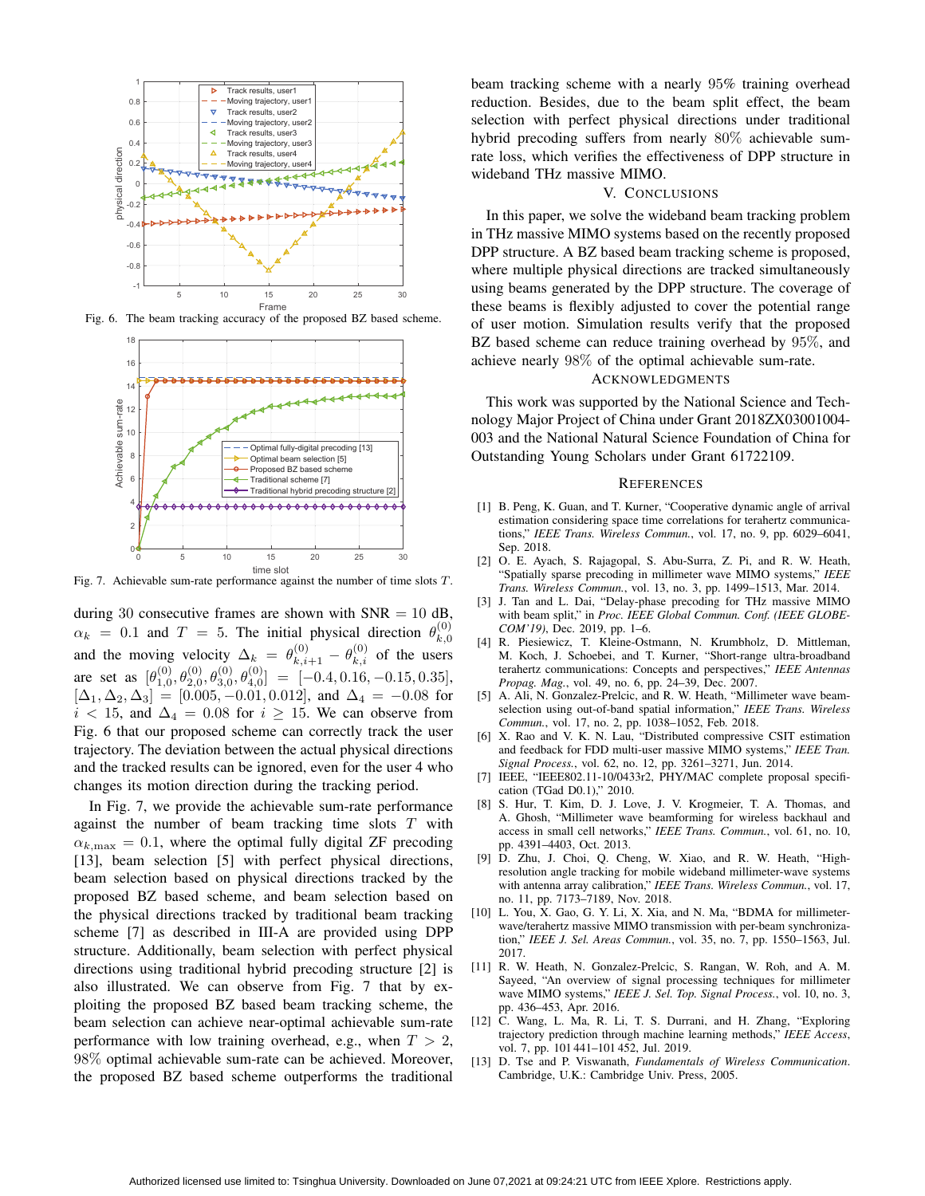Track results, user1
Moving trajectory, user1
Track results, user2
Moving trajectory, user2
Track results, user3
Moving trajectory, user3
Track results, user4
Moving trajectory, user4

physical direction

1
0.8
0.6
0.4
0.2
0
-0.2
-0.4
-0.6
-0.8
-1

5 10 15 20 25 30

Frame

Fig. 6. The beam tracking accuracy of the proposed BZ based scheme.

Optimal fully-digital precoding [13]
Optimal beam selection [5]
Proposed BZ based scheme
Traditional scheme [7]
Traditional hybrid precoding structure [2]

Achievable sum-rate

18
16
14
12
10
8
6
4
2
0

0 5 10 15 20 25 30

time slot

Fig. 7. Achievable sum-rate performance against the number of time slots $T$.

during 30 consecutive frames are shown with SNR $= 10$ dB, $\alpha_k = 0.1$ and $T = 5$. The initial physical direction $\theta_{k,0}^{(0)}$ and the moving velocity $\Delta_k = \theta_{k,i+1}^{(0)} - \theta_{k,i}^{(0)}$ of the users are set as $[\theta_{1,0}^{(0)}, \theta_{2,0}^{(0)}, \theta_{3,0}^{(0)}, \theta_{4,0}^{(0)}] = [-0.4, 0.16, -0.15, 0.35]$, $[\Delta_1, \Delta_2, \Delta_3] = [0.005, -0.01, 0.012]$, and $\Delta_4 = -0.08$ for $i < 15$, and $\Delta_4 = 0.08$ for $i \geq 15$. We can observe from Fig. 6 that our proposed scheme can correctly track the user trajectory. The deviation between the actual physical directions and the tracked results can be ignored, even for the user 4 who changes its motion direction during the tracking period.

In Fig. 7, we provide the achievable sum-rate performance against the number of beam tracking time slots $T$ with $\alpha_{k,\max} = 0.1$, where the optimal fully digital ZF precoding [13], beam selection [5] with perfect physical directions, beam selection based on physical directions tracked by the proposed BZ based scheme, and beam selection based on the physical directions tracked by traditional beam tracking scheme [7] as described in III-A are provided using DPP structure. Additionally, beam selection with perfect physical directions using traditional hybrid precoding structure [2] is also illustrated. We can observe from Fig. 7 that by exploiting the proposed BZ based beam tracking scheme, the beam selection can achieve near-optimal achievable sum-rate performance with low training overhead, e.g., when $T > 2$, 98% optimal achievable sum-rate can be achieved. Moreover, the proposed BZ based scheme outperforms the traditional beam tracking scheme with a nearly 95% training overhead reduction. Besides, due to the beam split effect, the beam selection with perfect physical directions under traditional hybrid precoding suffers from nearly 80% achievable sum-rate loss, which verifies the effectiveness of DPP structure in wideband THz massive MIMO.

## V. Conclusions

In this paper, we solve the wideband beam tracking problem in THz massive MIMO systems based on the recently proposed DPP structure. A BZ based beam tracking scheme is proposed, where multiple physical directions are tracked simultaneously using beams generated by the DPP structure. The coverage of these beams is flexibly adjusted to cover the potential range of user motion. Simulation results verify that the proposed BZ based scheme can reduce training overhead by 95%, and achieve nearly 98% of the optimal achievable sum-rate.

## Acknowledgments

This work was supported by the National Science and Technology Major Project of China under Grant 2018ZX03001004-003 and the National Natural Science Foundation of China for Outstanding Young Scholars under Grant 61722109.

## References

[1] B. Peng, K. Guan, and T. Kurner, "Cooperative dynamic angle of arrival estimation considering space time correlations for terahertz communications," *IEEE Trans. Wireless Commun.*, vol. 17, no. 9, pp. 6029–6041, Sep. 2018.

[2] O. E. Ayach, S. Rajagopal, S. Abu-Surra, Z. Pi, and R. W. Heath, "Spatially sparse precoding in millimeter wave MIMO systems," *IEEE Trans. Wireless Commun.*, vol. 13, no. 3, pp. 1499–1513, Mar. 2014.

[3] J. Tan and L. Dai, "Delay-phase precoding for THz massive MIMO with beam split," in *Proc. IEEE Global Commun. Conf. (IEEE GLOBECOM'19)*, Dec. 2019, pp. 1–6.

[4] R. Piesiewicz, T. Kleine-Ostmann, N. Krumbholz, D. Mittleman, M. Koch, J. Schoebei, and T. Kurner, "Short-range ultra-broadband terahertz communications: Concepts and perspectives," *IEEE Antennas Propag. Mag.*, vol. 49, no. 6, pp. 24–39, Dec. 2007.

[5] A. Ali, N. Gonzalez-Prelcic, and R. W. Heath, "Millimeter wave beam-selection using out-of-band spatial information," *IEEE Trans. Wireless Commun.*, vol. 17, no. 2, pp. 1038–1052, Feb. 2018.

[6] X. Rao and V. K. N. Lau, "Distributed compressive CSIT estimation and feedback for FDD multi-user massive MIMO systems," *IEEE Tran. Signal Process.*, vol. 62, no. 12, pp. 3261–3271, Jun. 2014.

[7] IEEE, "IEEE802.11-10/0433r2, PHY/MAC complete proposal specification (TGad D0.1)," 2010.

[8] S. Hur, T. Kim, D. J. Love, J. V. Krogmeier, T. A. Thomas, and A. Ghosh, "Millimeter wave beamforming for wireless backhaul and access in small cell networks," *IEEE Trans. Commun.*, vol. 61, no. 10, pp. 4391–4403, Oct. 2013.

[9] D. Zhu, J. Choi, Q. Cheng, W. Xiao, and R. W. Heath, "High-resolution angle tracking for mobile wideband millimeter-wave systems with antenna array calibration," *IEEE Trans. Wireless Commun.*, vol. 17, no. 11, pp. 7173–7189, Nov. 2018.

[10] L. You, X. Gao, G. Y. Li, X. Xia, and N. Ma, "BDMA for millimeter-wave/terahertz massive MIMO transmission with per-beam synchronization," *IEEE J. Sel. Areas Commun.*, vol. 35, no. 7, pp. 1550–1563, Jul. 2017.

[11] R. W. Heath, N. Gonzalez-Prelcic, S. Rangan, W. Roh, and A. M. Sayeed, "An overview of signal processing techniques for millimeter wave MIMO systems," *IEEE J. Sel. Top. Signal Process.*, vol. 10, no. 3, pp. 436–453, Apr. 2016.

[12] C. Wang, L. Ma, R. Li, T. S. Durrani, and H. Zhang, "Exploring trajectory prediction through machine learning methods," *IEEE Access*, vol. 7, pp. 101 441–101 452, Jul. 2019.

[13] D. Tse and P. Viswanath, *Fundamentals of Wireless Communication*. Cambridge, U.K.: Cambridge Univ. Press, 2005.